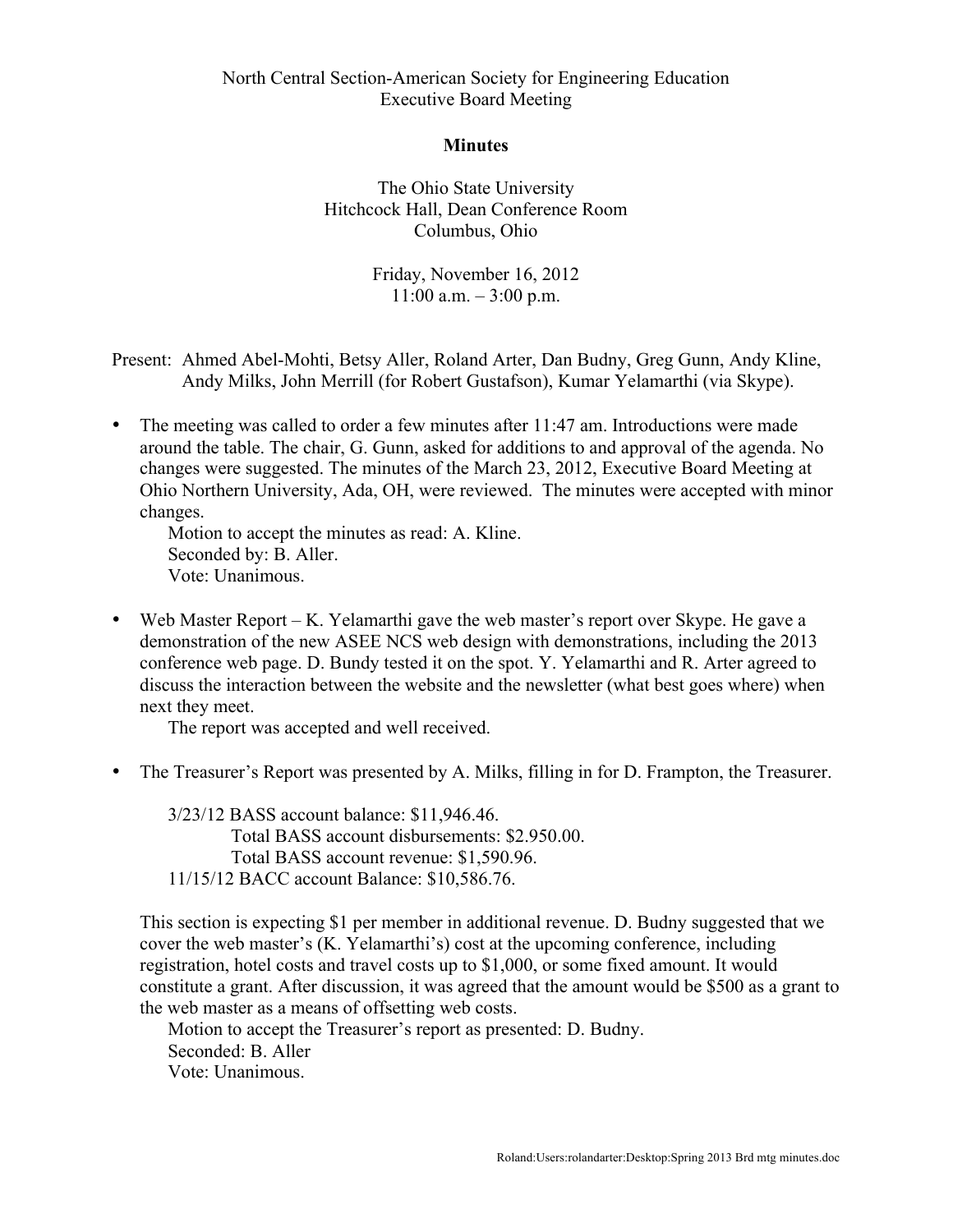North Central Section-American Society for Engineering Education
Executive Board Meeting

**Minutes**

The Ohio State University
Hitchcock Hall, Dean Conference Room
Columbus, Ohio

Friday, November 16, 2012
11:00 a.m. – 3:00 p.m.

Present: Ahmed Abel-Mohti, Betsy Aller, Roland Arter, Dan Budny, Greg Gunn, Andy Kline, Andy Milks, John Merrill (for Robert Gustafson), Kumar Yelamarthi (via Skype).

- The meeting was called to order a few minutes after 11:47 am. Introductions were made around the table. The chair, G. Gunn, asked for additions to and approval of the agenda. No changes were suggested. The minutes of the March 23, 2012, Executive Board Meeting at Ohio Northern University, Ada, OH, were reviewed. The minutes were accepted with minor changes.
  Motion to accept the minutes as read: A. Kline.
  Seconded by: B. Aller.
  Vote: Unanimous.

- Web Master Report – K. Yelamarthi gave the web master's report over Skype. He gave a demonstration of the new ASEE NCS web design with demonstrations, including the 2013 conference web page. D. Bundy tested it on the spot. Y. Yelamarthi and R. Arter agreed to discuss the interaction between the website and the newsletter (what best goes where) when next they meet.
  The report was accepted and well received.

- The Treasurer's Report was presented by A. Milks, filling in for D. Frampton, the Treasurer.

  3/23/12 BASS account balance: $11,946.46.
  Total BASS account disbursements: $2.950.00.
  Total BASS account revenue: $1,590.96.
  11/15/12 BACC account Balance: $10,586.76.

  This section is expecting $1 per member in additional revenue. D. Budny suggested that we cover the web master's (K. Yelamarthi's) cost at the upcoming conference, including registration, hotel costs and travel costs up to $1,000, or some fixed amount. It would constitute a grant. After discussion, it was agreed that the amount would be $500 as a grant to the web master as a means of offsetting web costs.
  Motion to accept the Treasurer's report as presented: D. Budny.
  Seconded: B. Aller
  Vote: Unanimous.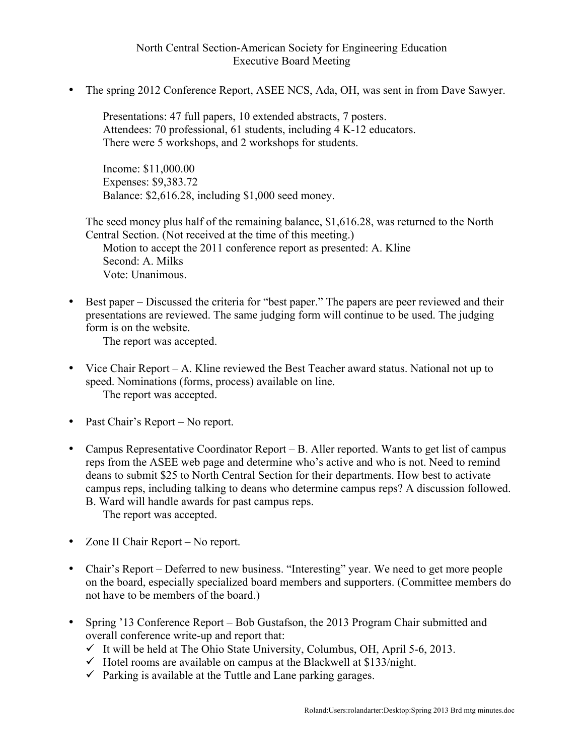North Central Section-American Society for Engineering Education
Executive Board Meeting

- The spring 2012 Conference Report, ASEE NCS, Ada, OH, was sent in from Dave Sawyer.

  Presentations: 47 full papers, 10 extended abstracts, 7 posters.
  Attendees: 70 professional, 61 students, including 4 K-12 educators.
  There were 5 workshops, and 2 workshops for students.

  Income: $11,000.00
  Expenses: $9,383.72
  Balance: $2,616.28, including $1,000 seed money.

  The seed money plus half of the remaining balance, $1,616.28, was returned to the North Central Section. (Not received at the time of this meeting.)
  Motion to accept the 2011 conference report as presented: A. Kline
  Second: A. Milks
  Vote: Unanimous.

- Best paper – Discussed the criteria for "best paper." The papers are peer reviewed and their presentations are reviewed. The same judging form will continue to be used. The judging form is on the website.
  The report was accepted.

- Vice Chair Report – A. Kline reviewed the Best Teacher award status. National not up to speed. Nominations (forms, process) available on line.
  The report was accepted.

- Past Chair's Report – No report.

- Campus Representative Coordinator Report – B. Aller reported. Wants to get list of campus reps from the ASEE web page and determine who's active and who is not. Need to remind deans to submit $25 to North Central Section for their departments. How best to activate campus reps, including talking to deans who determine campus reps? A discussion followed. B. Ward will handle awards for past campus reps.
  The report was accepted.

- Zone II Chair Report – No report.

- Chair's Report – Deferred to new business. "Interesting" year. We need to get more people on the board, especially specialized board members and supporters. (Committee members do not have to be members of the board.)

- Spring '13 Conference Report – Bob Gustafson, the 2013 Program Chair submitted and overall conference write-up and report that:
  - ✓ It will be held at The Ohio State University, Columbus, OH, April 5-6, 2013.
  - ✓ Hotel rooms are available on campus at the Blackwell at $133/night.
  - ✓ Parking is available at the Tuttle and Lane parking garages.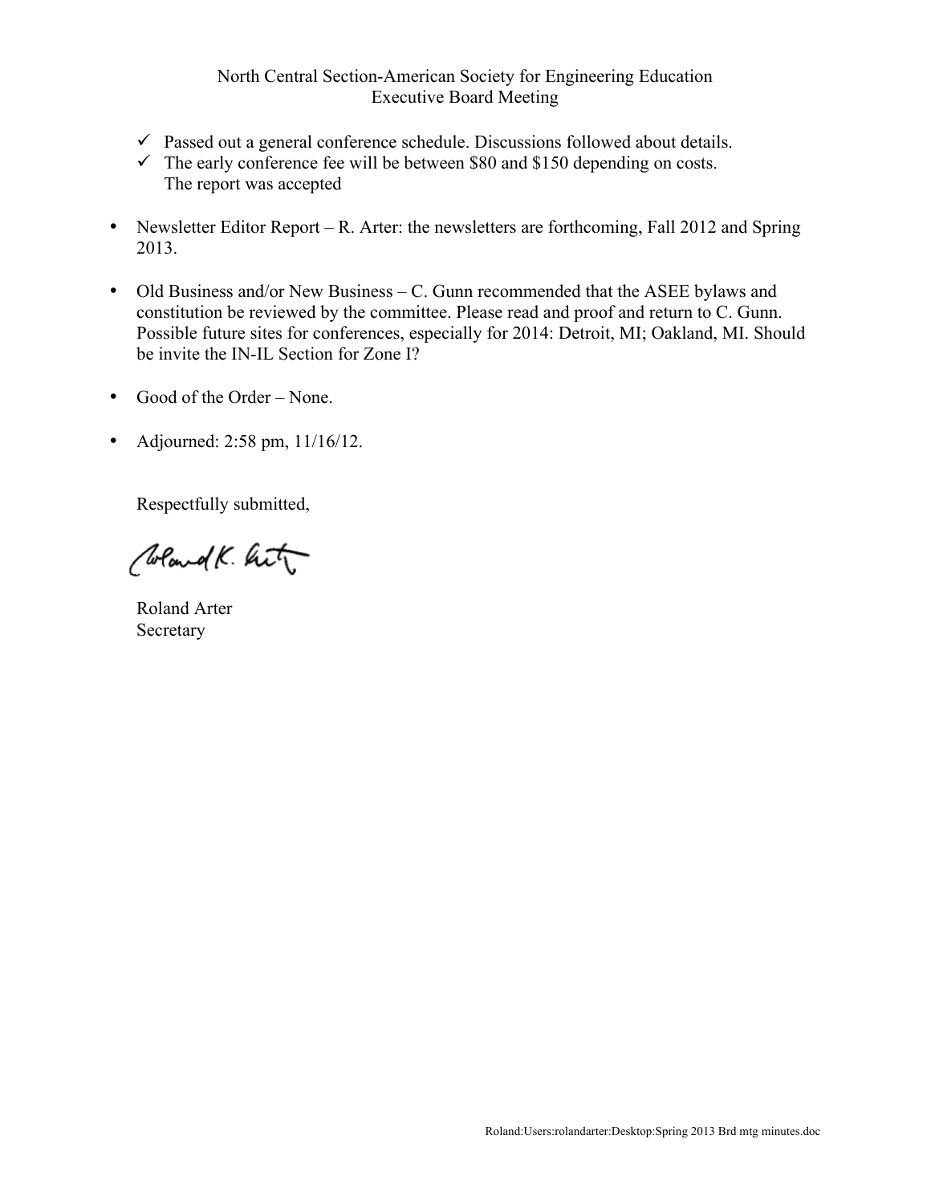North Central Section-American Society for Engineering Education
Executive Board Meeting

- ✓ Passed out a general conference schedule. Discussions followed about details.
- ✓ The early conference fee will be between $80 and $150 depending on costs.
  The report was accepted

- Newsletter Editor Report – R. Arter: the newsletters are forthcoming, Fall 2012 and Spring 2013.

- Old Business and/or New Business – C. Gunn recommended that the ASEE bylaws and constitution be reviewed by the committee. Please read and proof and return to C. Gunn. Possible future sites for conferences, especially for 2014: Detroit, MI; Oakland, MI. Should be invite the IN-IL Section for Zone I?

- Good of the Order – None.

- Adjourned: 2:58 pm, 11/16/12.

Respectfully submitted,

Roland K. Arter

Roland Arter
Secretary

Roland:Users:rolandarter:Desktop:Spring 2013 Brd mtg minutes.doc